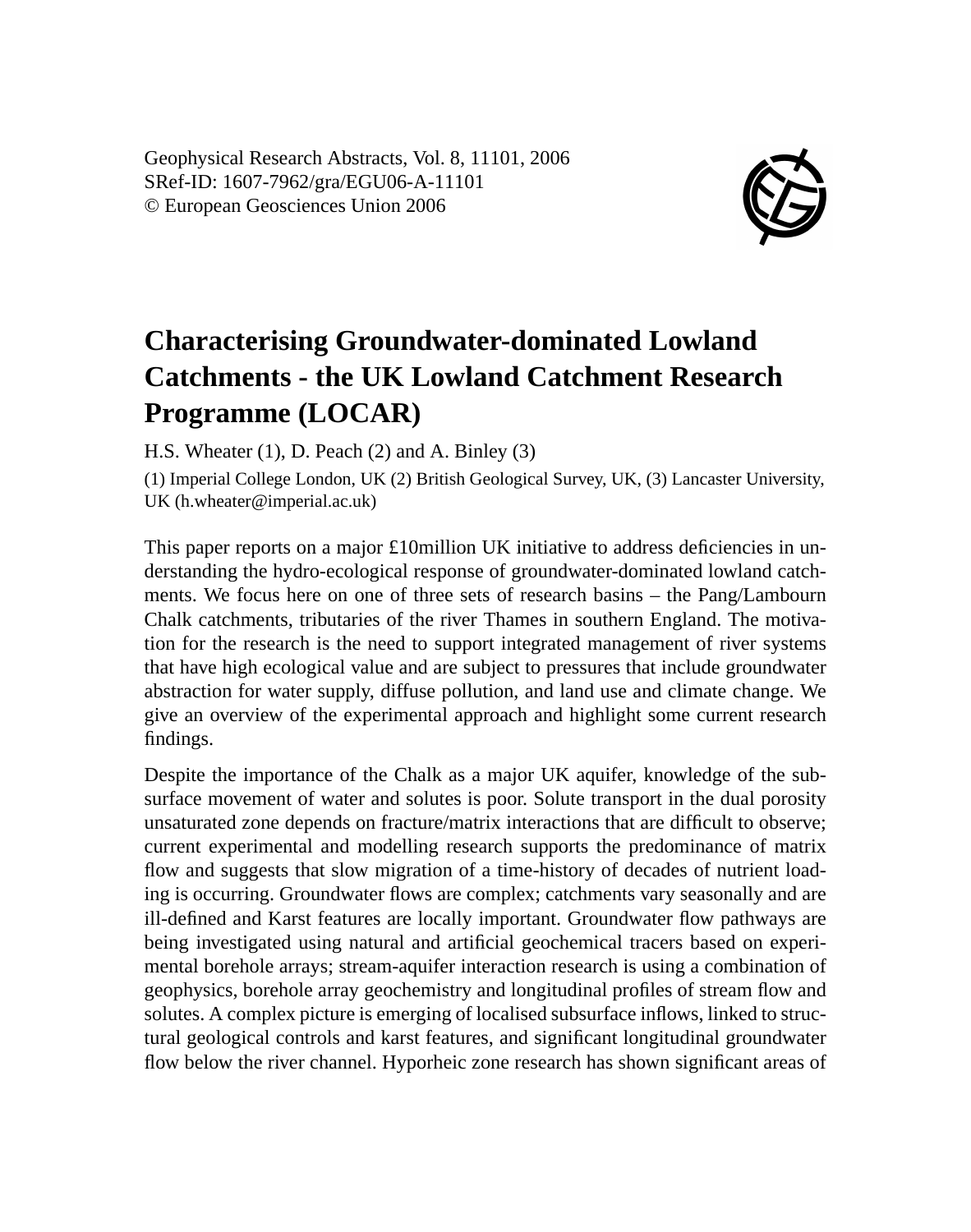Geophysical Research Abstracts, Vol. 8, 11101, 2006
SRef-ID: 1607-7962/gra/EGU06-A-11101
© European Geosciences Union 2006

# Characterising Groundwater-dominated Lowland Catchments - the UK Lowland Catchment Research Programme (LOCAR)

H.S. Wheater (1), D. Peach (2) and A. Binley (3)

(1) Imperial College London, UK (2) British Geological Survey, UK, (3) Lancaster University, UK (h.wheater@imperial.ac.uk)

This paper reports on a major £10million UK initiative to address deficiencies in understanding the hydro-ecological response of groundwater-dominated lowland catchments. We focus here on one of three sets of research basins – the Pang/Lambourn Chalk catchments, tributaries of the river Thames in southern England. The motivation for the research is the need to support integrated management of river systems that have high ecological value and are subject to pressures that include groundwater abstraction for water supply, diffuse pollution, and land use and climate change. We give an overview of the experimental approach and highlight some current research findings.

Despite the importance of the Chalk as a major UK aquifer, knowledge of the subsurface movement of water and solutes is poor. Solute transport in the dual porosity unsaturated zone depends on fracture/matrix interactions that are difficult to observe; current experimental and modelling research supports the predominance of matrix flow and suggests that slow migration of a time-history of decades of nutrient loading is occurring. Groundwater flows are complex; catchments vary seasonally and are ill-defined and Karst features are locally important. Groundwater flow pathways are being investigated using natural and artificial geochemical tracers based on experimental borehole arrays; stream-aquifer interaction research is using a combination of geophysics, borehole array geochemistry and longitudinal profiles of stream flow and solutes. A complex picture is emerging of localised subsurface inflows, linked to structural geological controls and karst features, and significant longitudinal groundwater flow below the river channel. Hyporheic zone research has shown significant areas of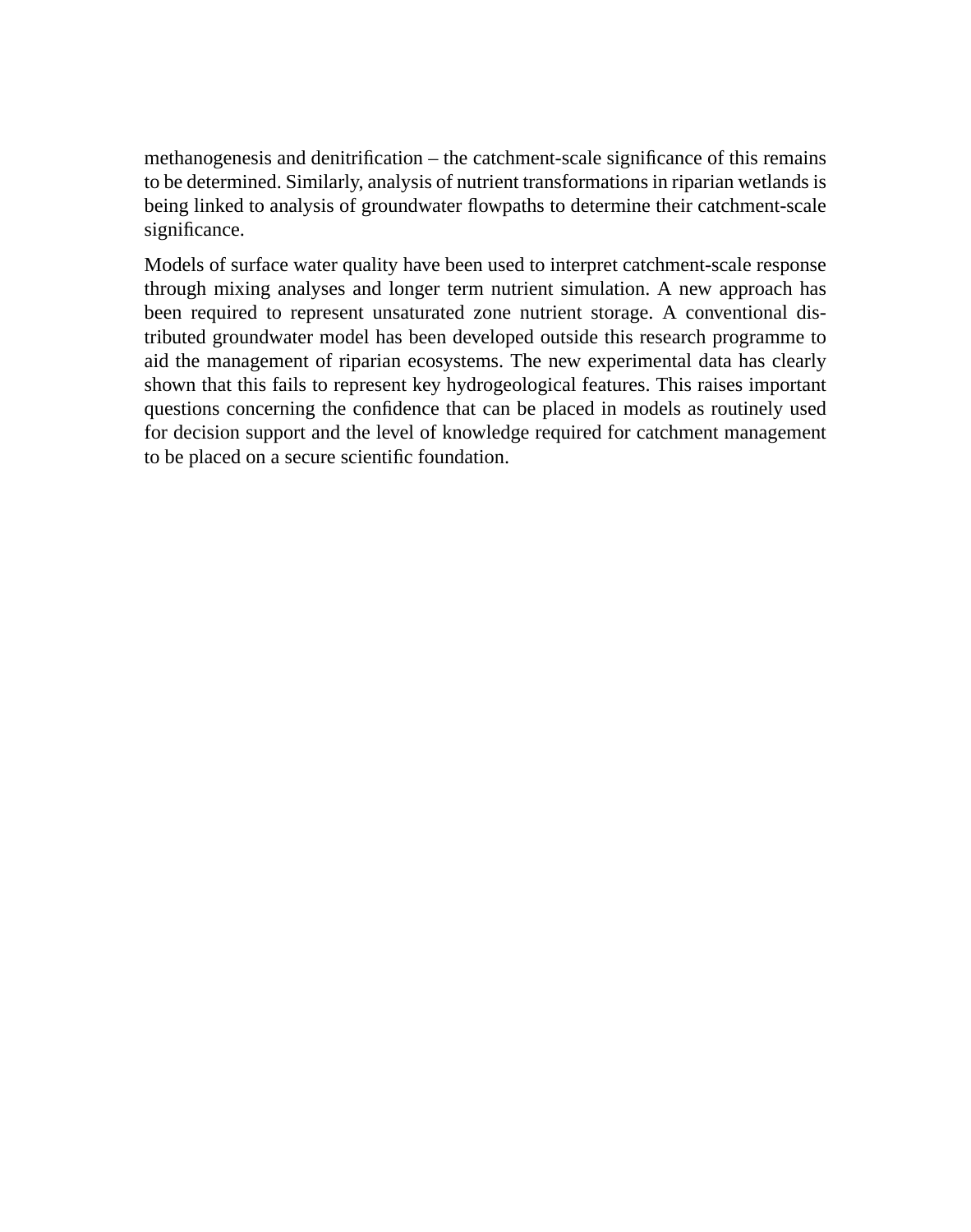methanogenesis and denitrification – the catchment-scale significance of this remains to be determined. Similarly, analysis of nutrient transformations in riparian wetlands is being linked to analysis of groundwater flowpaths to determine their catchment-scale significance.

Models of surface water quality have been used to interpret catchment-scale response through mixing analyses and longer term nutrient simulation. A new approach has been required to represent unsaturated zone nutrient storage. A conventional distributed groundwater model has been developed outside this research programme to aid the management of riparian ecosystems. The new experimental data has clearly shown that this fails to represent key hydrogeological features. This raises important questions concerning the confidence that can be placed in models as routinely used for decision support and the level of knowledge required for catchment management to be placed on a secure scientific foundation.